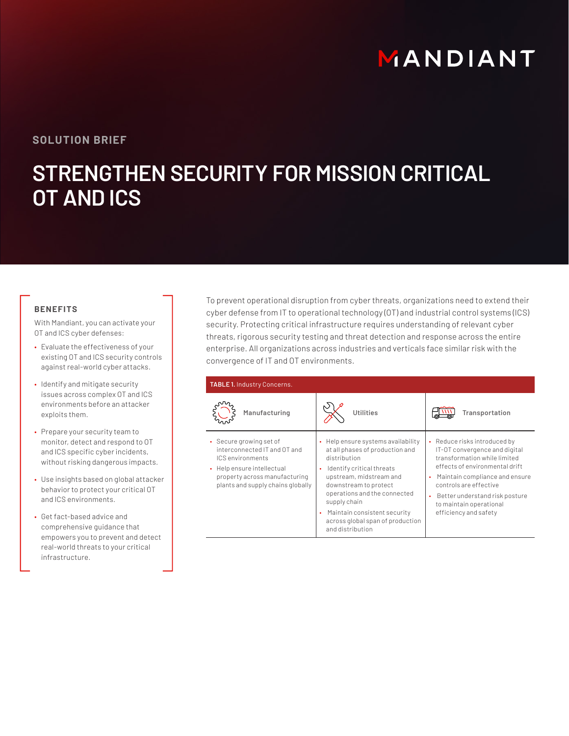MANDIANT

SOLUTION BRIEF

# STRENGTHEN SECURITY FOR MISSION CRITICAL OT AND ICS

## BENEFITS

With Mandiant, you can activate your OT and ICS cyber defenses:

- Evaluate the effectiveness of your existing OT and ICS security controls against real-world cyber attacks.
- Identify and mitigate security issues across complex OT and ICS environments before an attacker exploits them.
- Prepare your security team to monitor, detect and respond to OT and ICS specific cyber incidents, without risking dangerous impacts.
- Use insights based on global attacker behavior to protect your critical OT and ICS environments.
- Get fact-based advice and comprehensive guidance that empowers you to prevent and detect real-world threats to your critical infrastructure.

To prevent operational disruption from cyber threats, organizations need to extend their cyber defense from IT to operational technology (OT) and industrial control systems (ICS) security. Protecting critical infrastructure requires understanding of relevant cyber threats, rigorous security testing and threat detection and response across the entire enterprise. All organizations across industries and verticals face similar risk with the convergence of IT and OT environments.

**TABLE 1.** Industry Concerns.

| Manufacturing | Utilities | Transportation |
|---|---|---|
| • Secure growing set of interconnected IT and OT and ICS environments<br>• Help ensure intellectual property across manufacturing plants and supply chains globally | • Help ensure systems availability at all phases of production and distribution<br>• Identify critical threats upstream, midstream and downstream to protect operations and the connected supply chain<br>• Maintain consistent security across global span of production and distribution | • Reduce risks introduced by IT-OT convergence and digital transformation while limited effects of environmental drift<br>• Maintain compliance and ensure controls are effective<br>• Better understand risk posture to maintain operational efficiency and safety |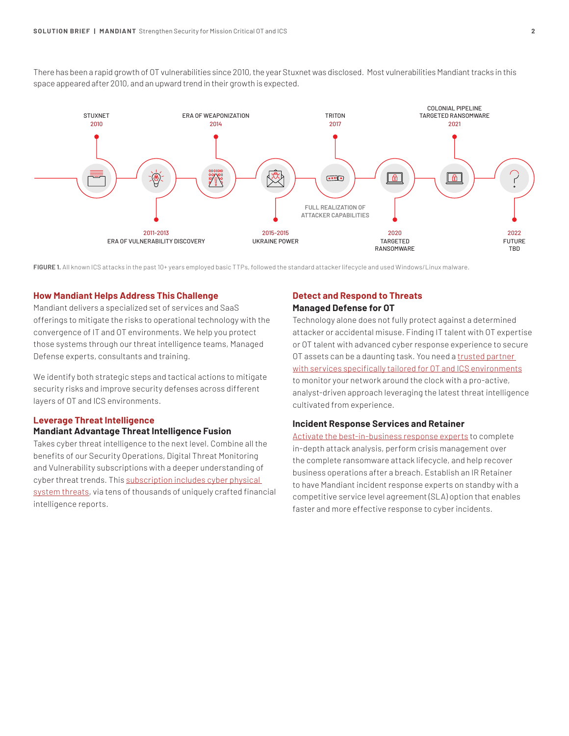There has been a rapid growth of OT vulnerabilities since 2010, the year Stuxnet was disclosed. Most vulnerabilities Mandiant tracks in this space appeared after 2010, and an upward trend in their growth is expected.

STUXNET 2010

2011-2013 ERA OF VULNERABILITY DISCOVERY

ERA OF WEAPONIZATION 2014

2015-2015 UKRAINE POWER

TRITON 2017

FULL REALIZATION OF ATTACKER CAPABILITIES

2020 TARGETED RANSOMWARE

COLONIAL PIPELINE TARGETED RANSOMWARE 2021

2022 FUTURE TBD

**FIGURE 1.** All known ICS attacks in the past 10+ years employed basic TTPs, followed the standard attacker lifecycle and used Windows/Linux malware.

## How Mandiant Helps Address This Challenge

Mandiant delivers a specialized set of services and SaaS offerings to mitigate the risks to operational technology with the convergence of IT and OT environments. We help you protect those systems through our threat intelligence teams, Managed Defense experts, consultants and training.

We identify both strategic steps and tactical actions to mitigate security risks and improve security defenses across different layers of OT and ICS environments.

## Leverage Threat Intelligence

### Mandiant Advantage Threat Intelligence Fusion

Takes cyber threat intelligence to the next level. Combine all the benefits of our Security Operations, Digital Threat Monitoring and Vulnerability subscriptions with a deeper understanding of cyber threat trends. This subscription includes cyber physical system threats, via tens of thousands of uniquely crafted financial intelligence reports.

## Detect and Respond to Threats

### Managed Defense for OT

Technology alone does not fully protect against a determined attacker or accidental misuse. Finding IT talent with OT expertise or OT talent with advanced cyber response experience to secure OT assets can be a daunting task. You need a trusted partner with services specifically tailored for OT and ICS environments to monitor your network around the clock with a pro-active, analyst-driven approach leveraging the latest threat intelligence cultivated from experience.

### Incident Response Services and Retainer

Activate the best-in-business response experts to complete in-depth attack analysis, perform crisis management over the complete ransomware attack lifecycle, and help recover business operations after a breach. Establish an IR Retainer to have Mandiant incident response experts on standby with a competitive service level agreement (SLA) option that enables faster and more effective response to cyber incidents.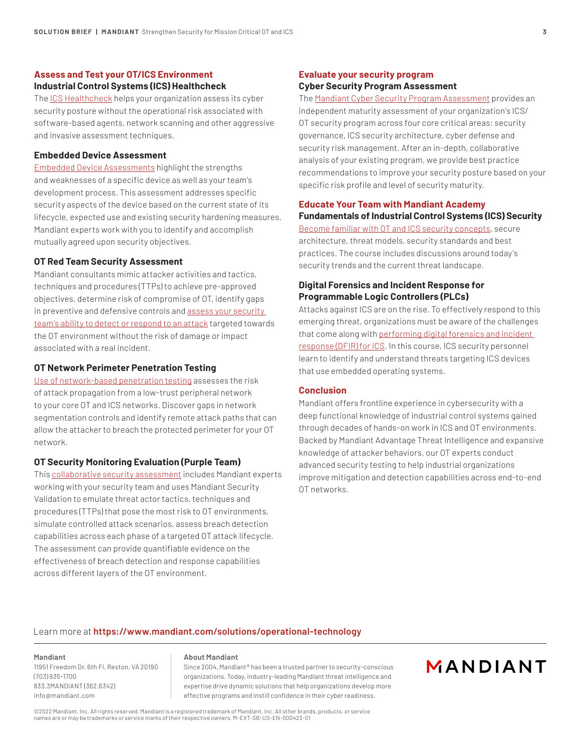## Assess and Test your OT/ICS Environment

### Industrial Control Systems (ICS) Healthcheck

The ICS Healthcheck helps your organization assess its cyber security posture without the operational risk associated with software-based agents, network scanning and other aggressive and invasive assessment techniques.

### Embedded Device Assessment

Embedded Device Assessments highlight the strengths and weaknesses of a specific device as well as your team's development process. This assessment addresses specific security aspects of the device based on the current state of its lifecycle, expected use and existing security hardening measures. Mandiant experts work with you to identify and accomplish mutually agreed upon security objectives.

### OT Red Team Security Assessment

Mandiant consultants mimic attacker activities and tactics, techniques and procedures (TTPs) to achieve pre-approved objectives, determine risk of compromise of OT, identify gaps in preventive and defensive controls and assess your security team's ability to detect or respond to an attack targeted towards the OT environment without the risk of damage or impact associated with a real incident.

### OT Network Perimeter Penetration Testing

Use of network-based penetration testing assesses the risk of attack propagation from a low-trust peripheral network to your core OT and ICS networks. Discover gaps in network segmentation controls and identify remote attack paths that can allow the attacker to breach the protected perimeter for your OT network.

### OT Security Monitoring Evaluation (Purple Team)

This collaborative security assessment includes Mandiant experts working with your security team and uses Mandiant Security Validation to emulate threat actor tactics, techniques and procedures (TTPs) that pose the most risk to OT environments, simulate controlled attack scenarios, assess breach detection capabilities across each phase of a targeted OT attack lifecycle. The assessment can provide quantifiable evidence on the effectiveness of breach detection and response capabilities across different layers of the OT environment.

## Evaluate your security program

### Cyber Security Program Assessment

The Mandiant Cyber Security Program Assessment provides an independent maturity assessment of your organization's ICS/OT security program across four core critical areas: security governance, ICS security architecture, cyber defense and security risk management. After an in-depth, collaborative analysis of your existing program, we provide best practice recommendations to improve your security posture based on your specific risk profile and level of security maturity.

## Educate Your Team with Mandiant Academy

### Fundamentals of Industrial Control Systems (ICS) Security

Become familiar with OT and ICS security concepts, secure architecture, threat models, security standards and best practices. The course includes discussions around today's security trends and the current threat landscape.

### Digital Forensics and Incident Response for Programmable Logic Controllers (PLCs)

Attacks against ICS are on the rise. To effectively respond to this emerging threat, organizations must be aware of the challenges that come along with performing digital forensics and incident response (DFIR) for ICS. In this course, ICS security personnel learn to identify and understand threats targeting ICS devices that use embedded operating systems.

## Conclusion

Mandiant offers frontline experience in cybersecurity with a deep functional knowledge of industrial control systems gained through decades of hands-on work in ICS and OT environments. Backed by Mandiant Advantage Threat Intelligence and expansive knowledge of attacker behaviors, our OT experts conduct advanced security testing to help industrial organizations improve mitigation and detection capabilities across end-to-end OT networks.

Learn more at **https://www.mandiant.com/solutions/operational-technology**

**Mandiant**
11951 Freedom Dr, 6th Fl, Reston, VA 20190
(703) 935-1700
833.3MANDIANT (362.6342)
info@mandiant.com

**About Mandiant**
Since 2004, Mandiant® has been a trusted partner to security-conscious organizations. Today, industry-leading Mandiant threat intelligence and expertise drive dynamic solutions that help organizations develop more effective programs and instill confidence in their cyber readiness.

MANDIANT

©2022 Mandiant, Inc. All rights reserved. Mandiant is a registered trademark of Mandiant, Inc. All other brands, products, or service names are or may be trademarks or service marks of their respective owners. M-EXT-SB-US-EN-000423-01